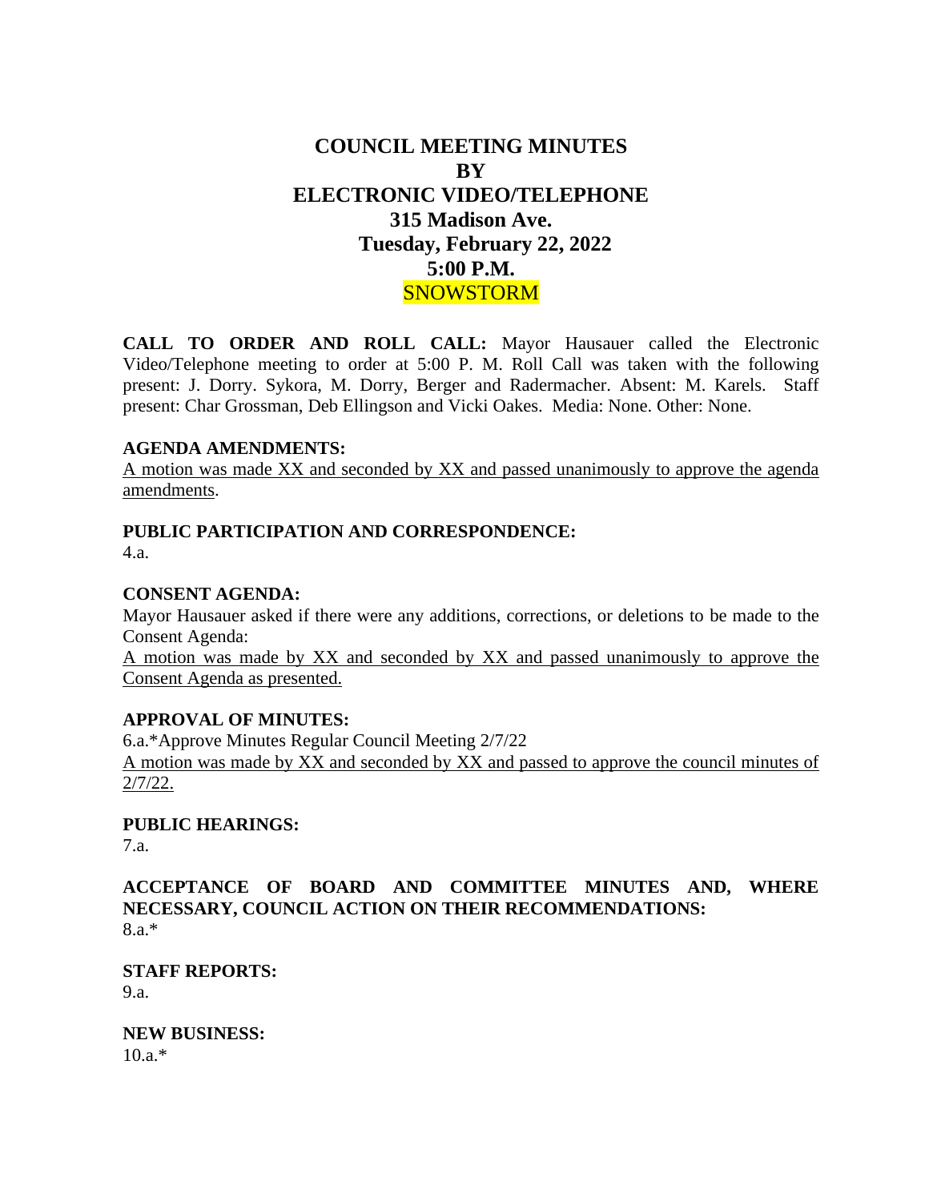# COUNCIL MEETING MINUTES
# BY
# ELECTRONIC VIDEO/TELEPHONE
# 315 Madison Ave.
# Tuesday, February 22, 2022
# 5:00 P.M.
# SNOWSTORM

**CALL TO ORDER AND ROLL CALL:** Mayor Hausauer called the Electronic Video/Telephone meeting to order at 5:00 P. M. Roll Call was taken with the following present: J. Dorry. Sykora, M. Dorry, Berger and Radermacher. Absent: M. Karels. Staff present: Char Grossman, Deb Ellingson and Vicki Oakes. Media: None. Other: None.

**AGENDA AMENDMENTS:**
<u>A motion was made XX and seconded by XX and passed unanimously to approve the agenda amendments</u>.

**PUBLIC PARTICIPATION AND CORRESPONDENCE:**
4.a.

**CONSENT AGENDA:**
Mayor Hausauer asked if there were any additions, corrections, or deletions to be made to the Consent Agenda:
<u>A motion was made by XX and seconded by XX and passed unanimously to approve the Consent Agenda as presented.</u>

**APPROVAL OF MINUTES:**
6.a.*Approve Minutes Regular Council Meeting 2/7/22
<u>A motion was made by XX and seconded by XX and passed to approve the council minutes of 2/7/22.</u>

**PUBLIC HEARINGS:**
7.a.

**ACCEPTANCE OF BOARD AND COMMITTEE MINUTES AND, WHERE NECESSARY, COUNCIL ACTION ON THEIR RECOMMENDATIONS:**
8.a.*

**STAFF REPORTS:**
9.a.

**NEW BUSINESS:**
10.a.*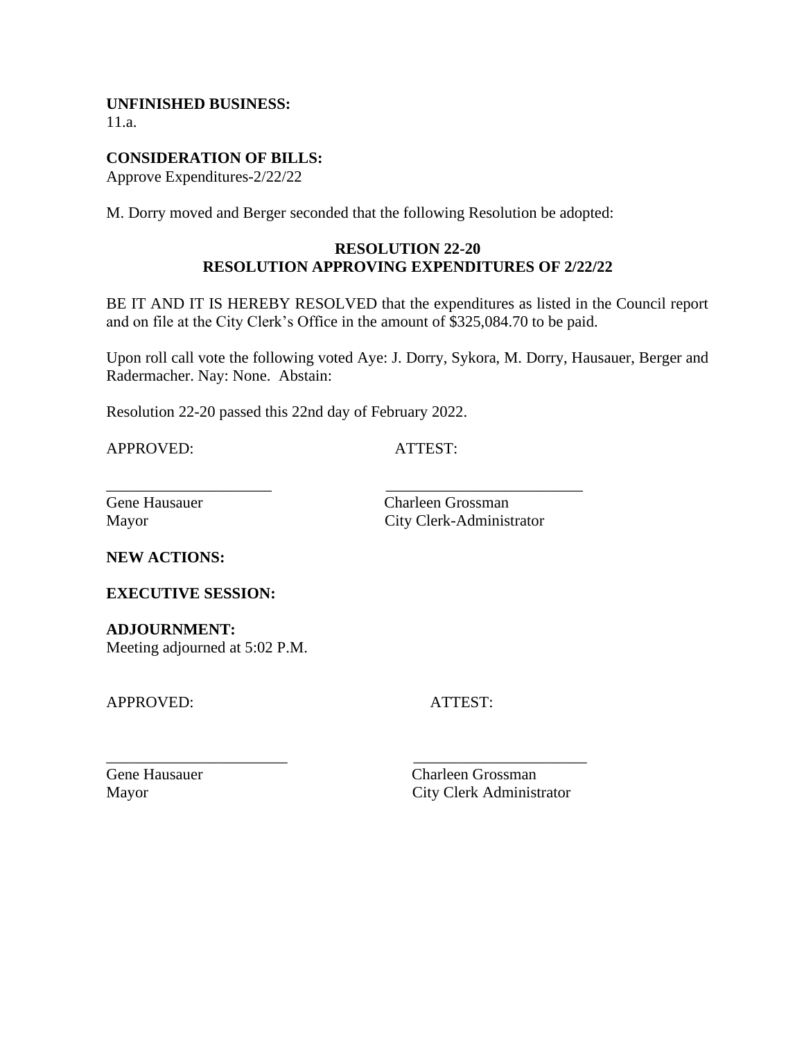**UNFINISHED BUSINESS:**
11.a.

**CONSIDERATION OF BILLS:**
Approve Expenditures-2/22/22

M. Dorry moved and Berger seconded that the following Resolution be adopted:

**RESOLUTION 22-20**
**RESOLUTION APPROVING EXPENDITURES OF 2/22/22**

BE IT AND IT IS HEREBY RESOLVED that the expenditures as listed in the Council report and on file at the City Clerk's Office in the amount of $325,084.70 to be paid.

Upon roll call vote the following voted Aye: J. Dorry, Sykora, M. Dorry, Hausauer, Berger and Radermacher. Nay: None. Abstain:

Resolution 22-20 passed this 22nd day of February 2022.

APPROVED: ATTEST:

_____________________ _________________________
Gene Hausauer Charleen Grossman
Mayor City Clerk-Administrator

**NEW ACTIONS:**

**EXECUTIVE SESSION:**

**ADJOURNMENT:**
Meeting adjourned at 5:02 P.M.

APPROVED: ATTEST:

_______________________ ______________________
Gene Hausauer Charleen Grossman
Mayor City Clerk Administrator